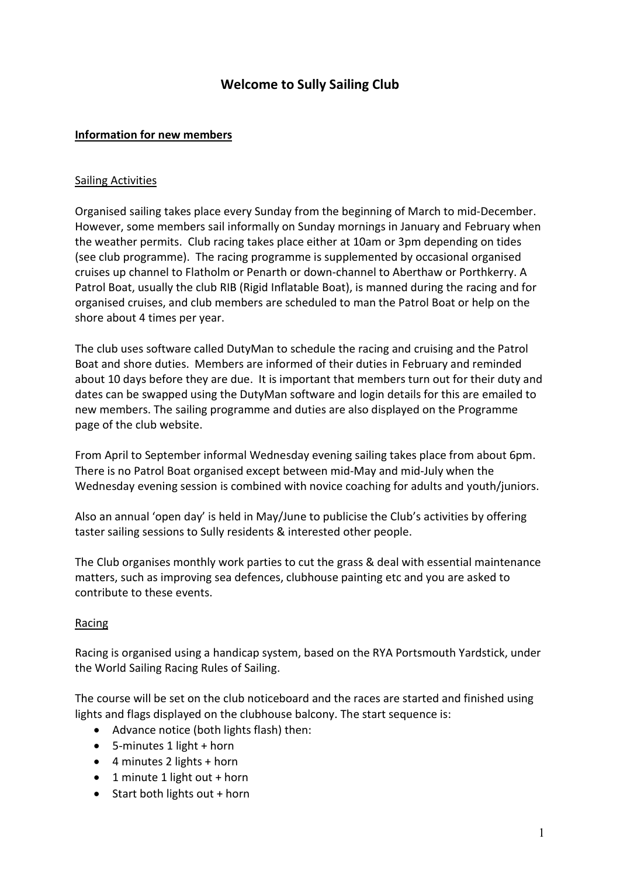# Welcome to Sully Sailing Club

## Information for new members

### Sailing Activities

Organised sailing takes place every Sunday from the beginning of March to mid-December. However, some members sail informally on Sunday mornings in January and February when the weather permits. Club racing takes place either at 10am or 3pm depending on tides (see club programme). The racing programme is supplemented by occasional organised cruises up channel to Flatholm or Penarth or down-channel to Aberthaw or Porthkerry. A Patrol Boat, usually the club RIB (Rigid Inflatable Boat), is manned during the racing and for organised cruises, and club members are scheduled to man the Patrol Boat or help on the shore about 4 times per year.

The club uses software called DutyMan to schedule the racing and cruising and the Patrol Boat and shore duties. Members are informed of their duties in February and reminded about 10 days before they are due. It is important that members turn out for their duty and dates can be swapped using the DutyMan software and login details for this are emailed to new members. The sailing programme and duties are also displayed on the Programme page of the club website.

From April to September informal Wednesday evening sailing takes place from about 6pm. There is no Patrol Boat organised except between mid-May and mid-July when the Wednesday evening session is combined with novice coaching for adults and youth/juniors.

Also an annual 'open day' is held in May/June to publicise the Club's activities by offering taster sailing sessions to Sully residents & interested other people.

The Club organises monthly work parties to cut the grass & deal with essential maintenance matters, such as improving sea defences, clubhouse painting etc and you are asked to contribute to these events.

### Racing

Racing is organised using a handicap system, based on the RYA Portsmouth Yardstick, under the World Sailing Racing Rules of Sailing.

The course will be set on the club noticeboard and the races are started and finished using lights and flags displayed on the clubhouse balcony. The start sequence is:

- Advance notice (both lights flash) then:
- 5-minutes 1 light + horn
- 4 minutes 2 lights + horn
- 1 minute 1 light out + horn
- Start both lights out + horn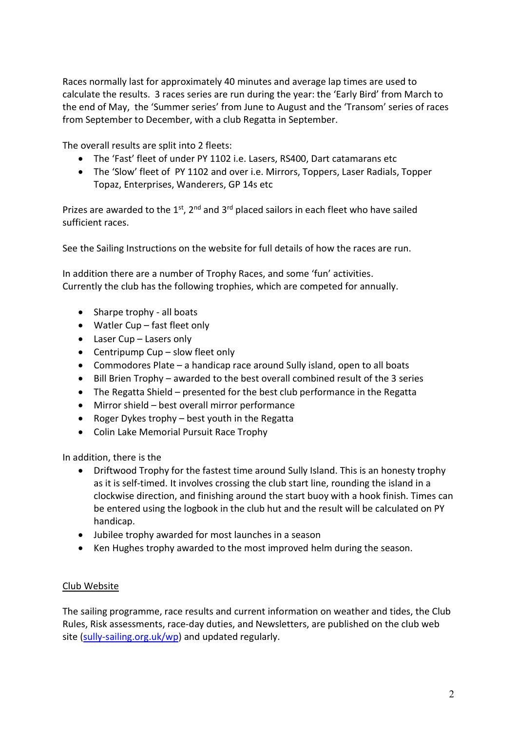Races normally last for approximately 40 minutes and average lap times are used to calculate the results. 3 races series are run during the year: the 'Early Bird' from March to the end of May, the 'Summer series' from June to August and the 'Transom' series of races from September to December, with a club Regatta in September.

The overall results are split into 2 fleets:

- The 'Fast' fleet of under PY 1102 i.e. Lasers, RS400, Dart catamarans etc
- The 'Slow' fleet of PY 1102 and over i.e. Mirrors, Toppers, Laser Radials, Topper Topaz, Enterprises, Wanderers, GP 14s etc

Prizes are awarded to the 1st, 2nd and 3rd placed sailors in each fleet who have sailed sufficient races.

See the Sailing Instructions on the website for full details of how the races are run.

In addition there are a number of Trophy Races, and some 'fun' activities.
Currently the club has the following trophies, which are competed for annually.

- Sharpe trophy - all boats
- Watler Cup – fast fleet only
- Laser Cup – Lasers only
- Centripump Cup – slow fleet only
- Commodores Plate – a handicap race around Sully island, open to all boats
- Bill Brien Trophy – awarded to the best overall combined result of the 3 series
- The Regatta Shield – presented for the best club performance in the Regatta
- Mirror shield – best overall mirror performance
- Roger Dykes trophy – best youth in the Regatta
- Colin Lake Memorial Pursuit Race Trophy

In addition, there is the

- Driftwood Trophy for the fastest time around Sully Island. This is an honesty trophy as it is self-timed. It involves crossing the club start line, rounding the island in a clockwise direction, and finishing around the start buoy with a hook finish. Times can be entered using the logbook in the club hut and the result will be calculated on PY handicap.
- Jubilee trophy awarded for most launches in a season
- Ken Hughes trophy awarded to the most improved helm during the season.

## Club Website

The sailing programme, race results and current information on weather and tides, the Club Rules, Risk assessments, race-day duties, and Newsletters, are published on the club web site ([sully-sailing.org.uk/wp](sully-sailing.org.uk/wp)) and updated regularly.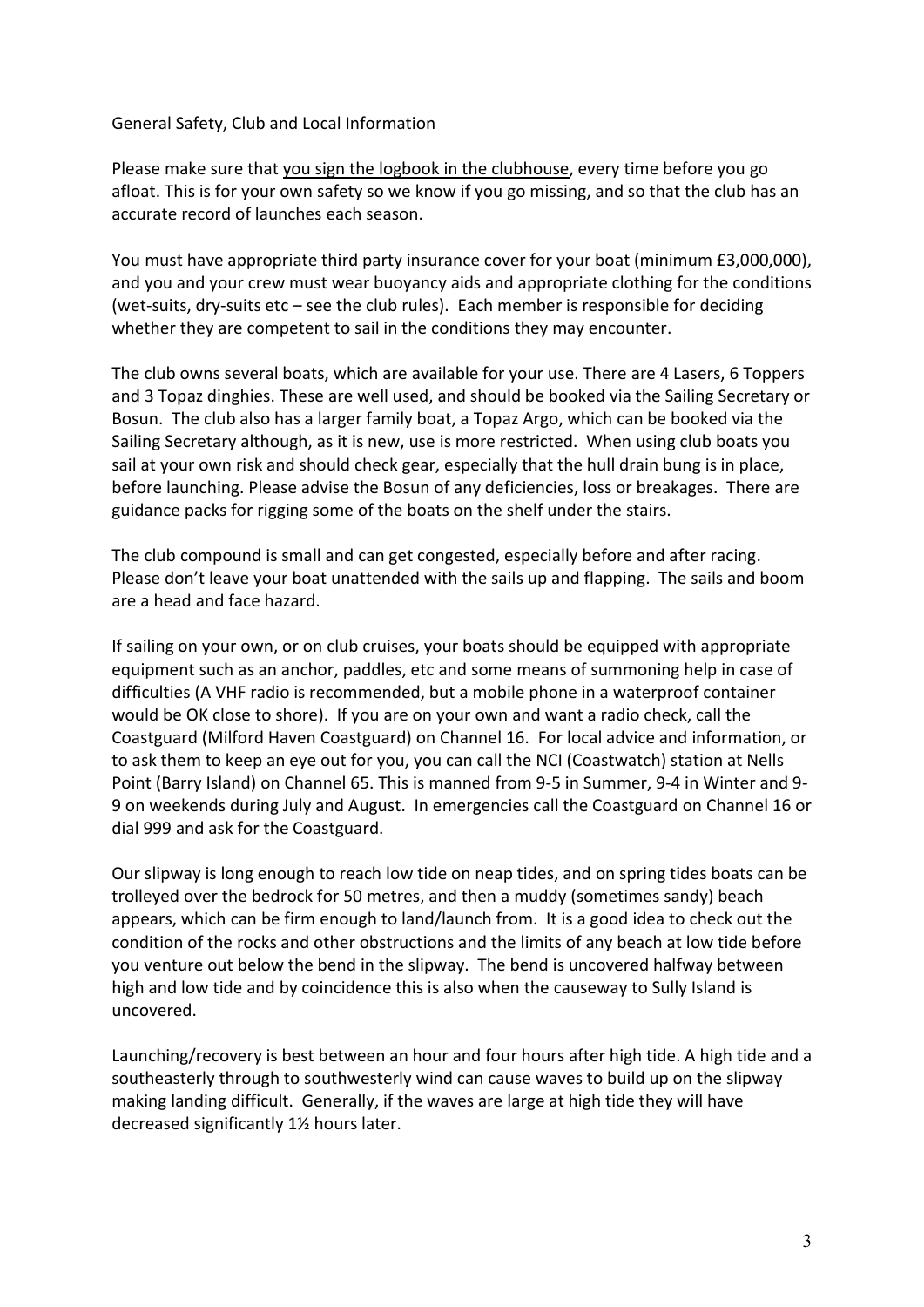<u>General Safety, Club and Local Information</u>

Please make sure that <u>you sign the logbook in the clubhouse</u>, every time before you go afloat. This is for your own safety so we know if you go missing, and so that the club has an accurate record of launches each season.

You must have appropriate third party insurance cover for your boat (minimum £3,000,000), and you and your crew must wear buoyancy aids and appropriate clothing for the conditions (wet-suits, dry-suits etc – see the club rules). Each member is responsible for deciding whether they are competent to sail in the conditions they may encounter.

The club owns several boats, which are available for your use. There are 4 Lasers, 6 Toppers and 3 Topaz dinghies. These are well used, and should be booked via the Sailing Secretary or Bosun. The club also has a larger family boat, a Topaz Argo, which can be booked via the Sailing Secretary although, as it is new, use is more restricted. When using club boats you sail at your own risk and should check gear, especially that the hull drain bung is in place, before launching. Please advise the Bosun of any deficiencies, loss or breakages. There are guidance packs for rigging some of the boats on the shelf under the stairs.

The club compound is small and can get congested, especially before and after racing. Please don't leave your boat unattended with the sails up and flapping. The sails and boom are a head and face hazard.

If sailing on your own, or on club cruises, your boats should be equipped with appropriate equipment such as an anchor, paddles, etc and some means of summoning help in case of difficulties (A VHF radio is recommended, but a mobile phone in a waterproof container would be OK close to shore). If you are on your own and want a radio check, call the Coastguard (Milford Haven Coastguard) on Channel 16. For local advice and information, or to ask them to keep an eye out for you, you can call the NCI (Coastwatch) station at Nells Point (Barry Island) on Channel 65. This is manned from 9-5 in Summer, 9-4 in Winter and 9-9 on weekends during July and August. In emergencies call the Coastguard on Channel 16 or dial 999 and ask for the Coastguard.

Our slipway is long enough to reach low tide on neap tides, and on spring tides boats can be trolleyed over the bedrock for 50 metres, and then a muddy (sometimes sandy) beach appears, which can be firm enough to land/launch from. It is a good idea to check out the condition of the rocks and other obstructions and the limits of any beach at low tide before you venture out below the bend in the slipway. The bend is uncovered halfway between high and low tide and by coincidence this is also when the causeway to Sully Island is uncovered.

Launching/recovery is best between an hour and four hours after high tide. A high tide and a southeasterly through to southwesterly wind can cause waves to build up on the slipway making landing difficult. Generally, if the waves are large at high tide they will have decreased significantly 1½ hours later.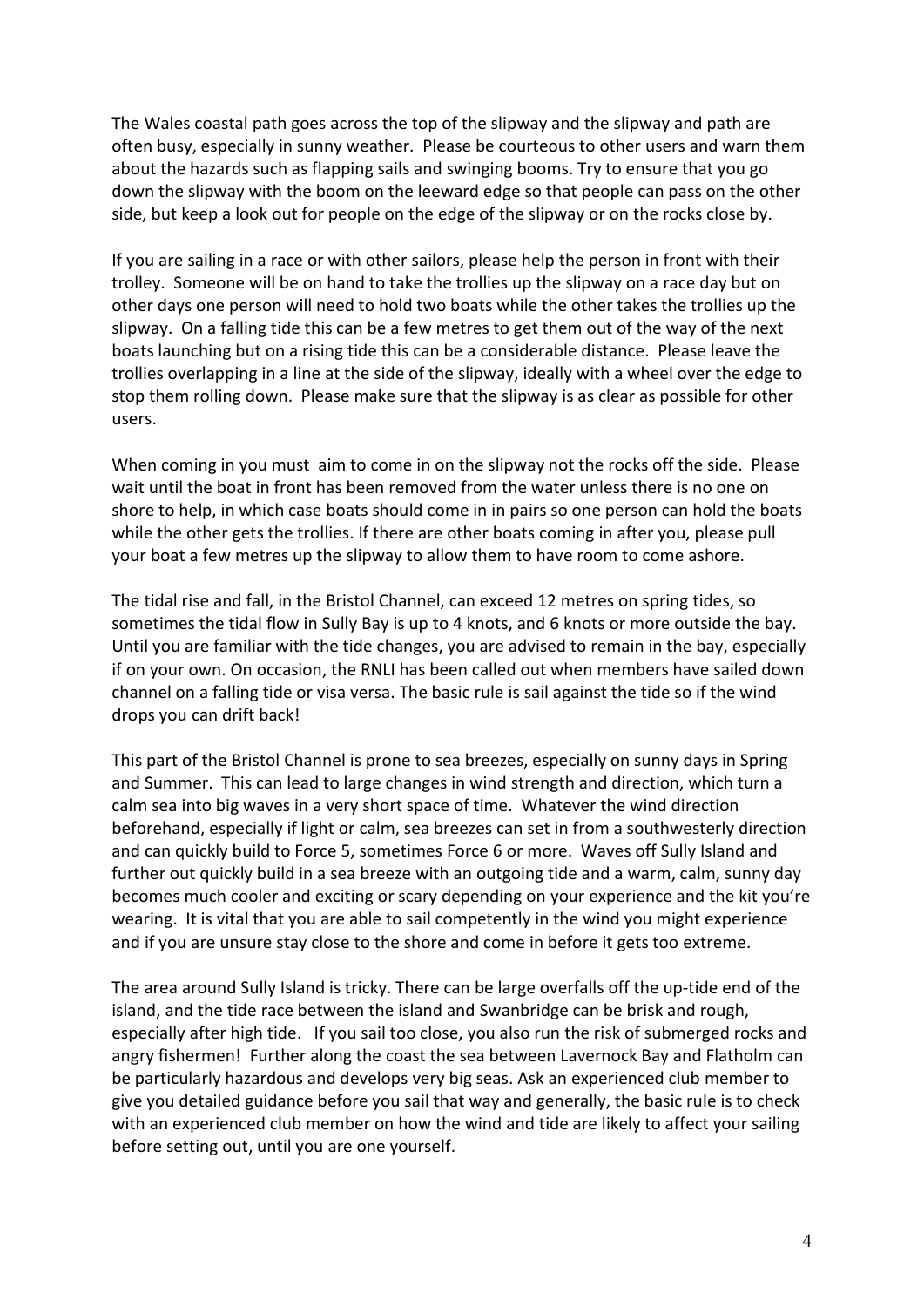The Wales coastal path goes across the top of the slipway and the slipway and path are often busy, especially in sunny weather. Please be courteous to other users and warn them about the hazards such as flapping sails and swinging booms. Try to ensure that you go down the slipway with the boom on the leeward edge so that people can pass on the other side, but keep a look out for people on the edge of the slipway or on the rocks close by.

If you are sailing in a race or with other sailors, please help the person in front with their trolley. Someone will be on hand to take the trollies up the slipway on a race day but on other days one person will need to hold two boats while the other takes the trollies up the slipway. On a falling tide this can be a few metres to get them out of the way of the next boats launching but on a rising tide this can be a considerable distance. Please leave the trollies overlapping in a line at the side of the slipway, ideally with a wheel over the edge to stop them rolling down. Please make sure that the slipway is as clear as possible for other users.

When coming in you must aim to come in on the slipway not the rocks off the side. Please wait until the boat in front has been removed from the water unless there is no one on shore to help, in which case boats should come in in pairs so one person can hold the boats while the other gets the trollies. If there are other boats coming in after you, please pull your boat a few metres up the slipway to allow them to have room to come ashore.

The tidal rise and fall, in the Bristol Channel, can exceed 12 metres on spring tides, so sometimes the tidal flow in Sully Bay is up to 4 knots, and 6 knots or more outside the bay. Until you are familiar with the tide changes, you are advised to remain in the bay, especially if on your own. On occasion, the RNLI has been called out when members have sailed down channel on a falling tide or visa versa. The basic rule is sail against the tide so if the wind drops you can drift back!

This part of the Bristol Channel is prone to sea breezes, especially on sunny days in Spring and Summer. This can lead to large changes in wind strength and direction, which turn a calm sea into big waves in a very short space of time. Whatever the wind direction beforehand, especially if light or calm, sea breezes can set in from a southwesterly direction and can quickly build to Force 5, sometimes Force 6 or more. Waves off Sully Island and further out quickly build in a sea breeze with an outgoing tide and a warm, calm, sunny day becomes much cooler and exciting or scary depending on your experience and the kit you're wearing. It is vital that you are able to sail competently in the wind you might experience and if you are unsure stay close to the shore and come in before it gets too extreme.

The area around Sully Island is tricky. There can be large overfalls off the up-tide end of the island, and the tide race between the island and Swanbridge can be brisk and rough, especially after high tide. If you sail too close, you also run the risk of submerged rocks and angry fishermen! Further along the coast the sea between Lavernock Bay and Flatholm can be particularly hazardous and develops very big seas. Ask an experienced club member to give you detailed guidance before you sail that way and generally, the basic rule is to check with an experienced club member on how the wind and tide are likely to affect your sailing before setting out, until you are one yourself.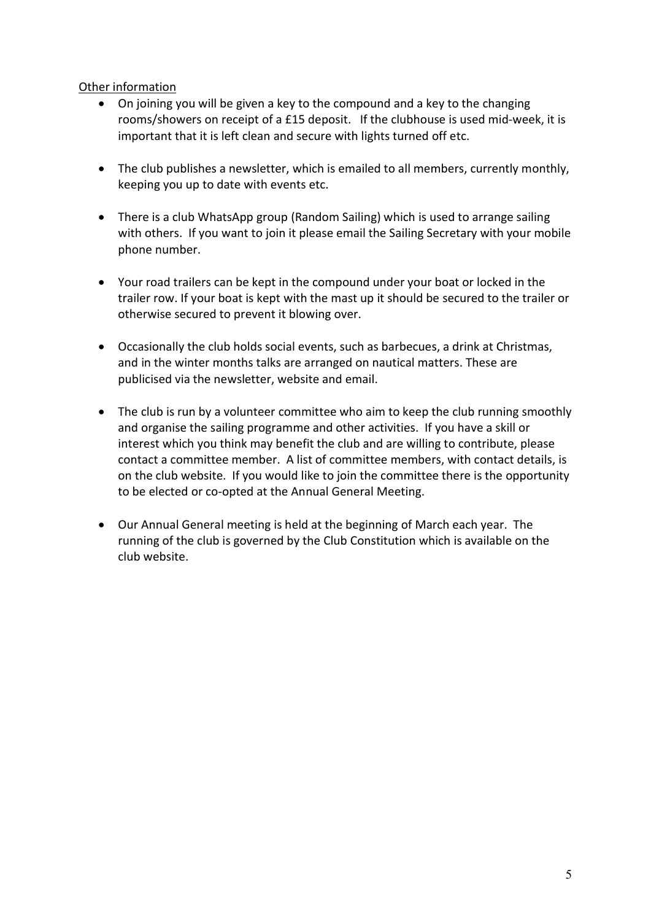<u>Other information</u>

- On joining you will be given a key to the compound and a key to the changing rooms/showers on receipt of a £15 deposit. If the clubhouse is used mid-week, it is important that it is left clean and secure with lights turned off etc.

- The club publishes a newsletter, which is emailed to all members, currently monthly, keeping you up to date with events etc.

- There is a club WhatsApp group (Random Sailing) which is used to arrange sailing with others. If you want to join it please email the Sailing Secretary with your mobile phone number.

- Your road trailers can be kept in the compound under your boat or locked in the trailer row. If your boat is kept with the mast up it should be secured to the trailer or otherwise secured to prevent it blowing over.

- Occasionally the club holds social events, such as barbecues, a drink at Christmas, and in the winter months talks are arranged on nautical matters. These are publicised via the newsletter, website and email.

- The club is run by a volunteer committee who aim to keep the club running smoothly and organise the sailing programme and other activities. If you have a skill or interest which you think may benefit the club and are willing to contribute, please contact a committee member. A list of committee members, with contact details, is on the club website. If you would like to join the committee there is the opportunity to be elected or co-opted at the Annual General Meeting.

- Our Annual General meeting is held at the beginning of March each year. The running of the club is governed by the Club Constitution which is available on the club website.